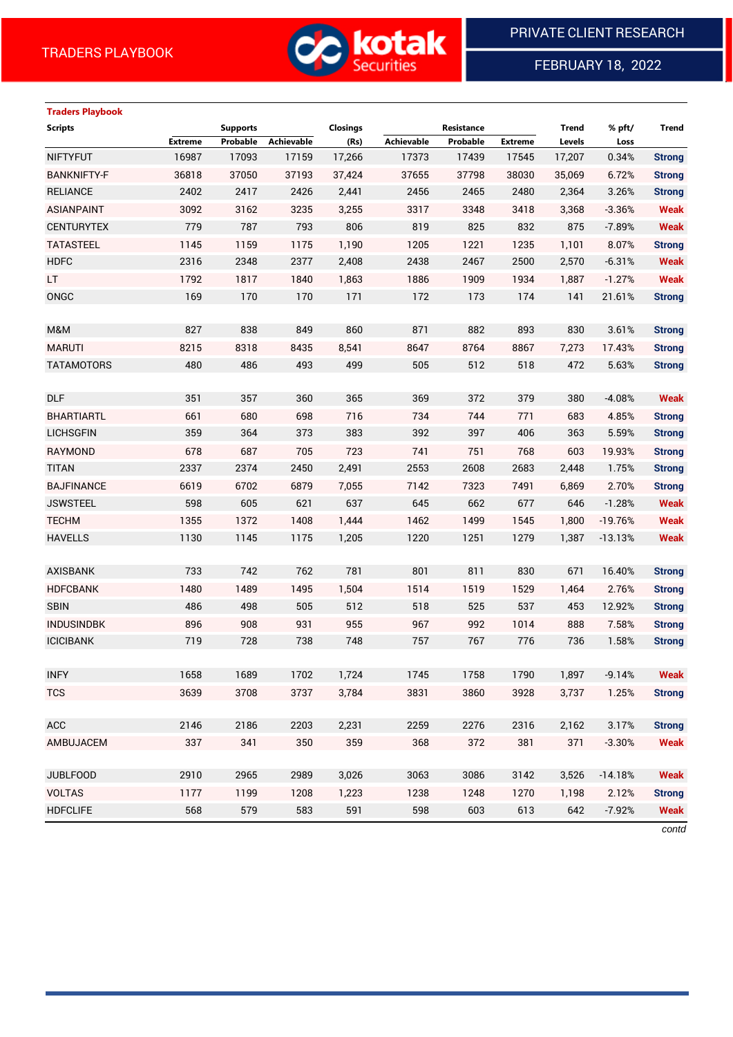TRADERS PLAYBOOK

PRIVATE CLIENT RESEARCH

FEBRUARY 18, 2022

**Traders Playbook**

| Scripts | Supports | | | Closings | Resistance | | | Trend | % pft/ | Trend |
|---|---|---|---|---|---|---|---|---|---|---|
| | Extreme | Probable | Achievable | (Rs) | Achievable | Probable | Extreme | Levels | Loss | |
| NIFTYFUT | 16987 | 17093 | 17159 | 17,266 | 17373 | 17439 | 17545 | 17,207 | 0.34% | Strong |
| BANKNIFTY-F | 36818 | 37050 | 37193 | 37,424 | 37655 | 37798 | 38030 | 35,069 | 6.72% | Strong |
| RELIANCE | 2402 | 2417 | 2426 | 2,441 | 2456 | 2465 | 2480 | 2,364 | 3.26% | Strong |
| ASIANPAINT | 3092 | 3162 | 3235 | 3,255 | 3317 | 3348 | 3418 | 3,368 | -3.36% | Weak |
| CENTURYTEX | 779 | 787 | 793 | 806 | 819 | 825 | 832 | 875 | -7.89% | Weak |
| TATASTEEL | 1145 | 1159 | 1175 | 1,190 | 1205 | 1221 | 1235 | 1,101 | 8.07% | Strong |
| HDFC | 2316 | 2348 | 2377 | 2,408 | 2438 | 2467 | 2500 | 2,570 | -6.31% | Weak |
| LT | 1792 | 1817 | 1840 | 1,863 | 1886 | 1909 | 1934 | 1,887 | -1.27% | Weak |
| ONGC | 169 | 170 | 170 | 171 | 172 | 173 | 174 | 141 | 21.61% | Strong |
| | | | | | | | | | | |
| M&M | 827 | 838 | 849 | 860 | 871 | 882 | 893 | 830 | 3.61% | Strong |
| MARUTI | 8215 | 8318 | 8435 | 8,541 | 8647 | 8764 | 8867 | 7,273 | 17.43% | Strong |
| TATAMOTORS | 480 | 486 | 493 | 499 | 505 | 512 | 518 | 472 | 5.63% | Strong |
| | | | | | | | | | | |
| DLF | 351 | 357 | 360 | 365 | 369 | 372 | 379 | 380 | -4.08% | Weak |
| BHARTIARTL | 661 | 680 | 698 | 716 | 734 | 744 | 771 | 683 | 4.85% | Strong |
| LICHSGFIN | 359 | 364 | 373 | 383 | 392 | 397 | 406 | 363 | 5.59% | Strong |
| RAYMOND | 678 | 687 | 705 | 723 | 741 | 751 | 768 | 603 | 19.93% | Strong |
| TITAN | 2337 | 2374 | 2450 | 2,491 | 2553 | 2608 | 2683 | 2,448 | 1.75% | Strong |
| BAJFINANCE | 6619 | 6702 | 6879 | 7,055 | 7142 | 7323 | 7491 | 6,869 | 2.70% | Strong |
| JSWSTEEL | 598 | 605 | 621 | 637 | 645 | 662 | 677 | 646 | -1.28% | Weak |
| TECHM | 1355 | 1372 | 1408 | 1,444 | 1462 | 1499 | 1545 | 1,800 | -19.76% | Weak |
| HAVELLS | 1130 | 1145 | 1175 | 1,205 | 1220 | 1251 | 1279 | 1,387 | -13.13% | Weak |
| | | | | | | | | | | |
| AXISBANK | 733 | 742 | 762 | 781 | 801 | 811 | 830 | 671 | 16.40% | Strong |
| HDFCBANK | 1480 | 1489 | 1495 | 1,504 | 1514 | 1519 | 1529 | 1,464 | 2.76% | Strong |
| SBIN | 486 | 498 | 505 | 512 | 518 | 525 | 537 | 453 | 12.92% | Strong |
| INDUSINDBK | 896 | 908 | 931 | 955 | 967 | 992 | 1014 | 888 | 7.58% | Strong |
| ICICIBANK | 719 | 728 | 738 | 748 | 757 | 767 | 776 | 736 | 1.58% | Strong |
| | | | | | | | | | | |
| INFY | 1658 | 1689 | 1702 | 1,724 | 1745 | 1758 | 1790 | 1,897 | -9.14% | Weak |
| TCS | 3639 | 3708 | 3737 | 3,784 | 3831 | 3860 | 3928 | 3,737 | 1.25% | Strong |
| | | | | | | | | | | |
| ACC | 2146 | 2186 | 2203 | 2,231 | 2259 | 2276 | 2316 | 2,162 | 3.17% | Strong |
| AMBUJACEM | 337 | 341 | 350 | 359 | 368 | 372 | 381 | 371 | -3.30% | Weak |
| | | | | | | | | | | |
| JUBLFOOD | 2910 | 2965 | 2989 | 3,026 | 3063 | 3086 | 3142 | 3,526 | -14.18% | Weak |
| VOLTAS | 1177 | 1199 | 1208 | 1,223 | 1238 | 1248 | 1270 | 1,198 | 2.12% | Strong |
| HDFCLIFE | 568 | 579 | 583 | 591 | 598 | 603 | 613 | 642 | -7.92% | Weak |

*contd*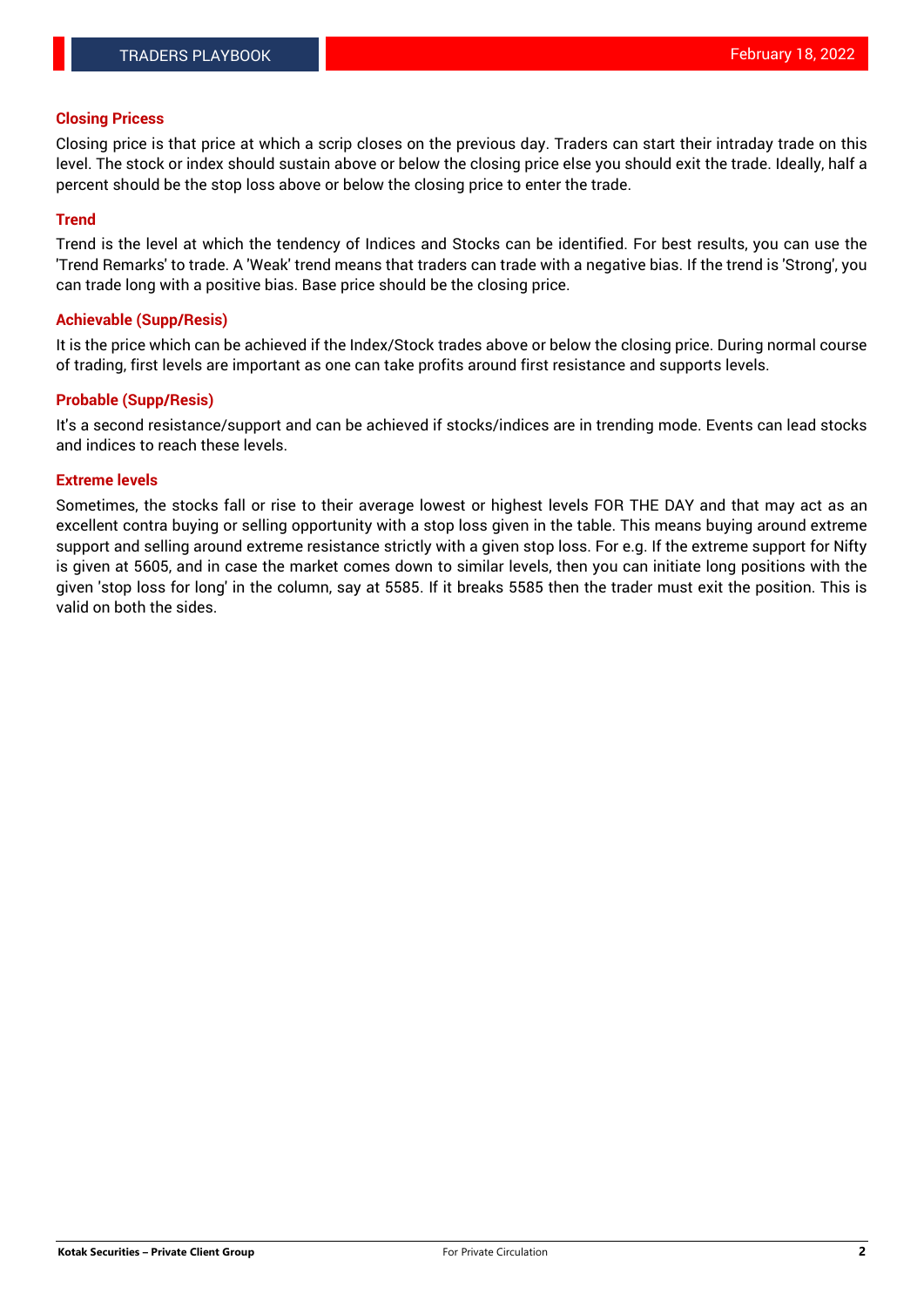## Closing Pricess

Closing price is that price at which a scrip closes on the previous day. Traders can start their intraday trade on this level. The stock or index should sustain above or below the closing price else you should exit the trade. Ideally, half a percent should be the stop loss above or below the closing price to enter the trade.

## Trend

Trend is the level at which the tendency of Indices and Stocks can be identified. For best results, you can use the 'Trend Remarks' to trade. A 'Weak' trend means that traders can trade with a negative bias. If the trend is 'Strong', you can trade long with a positive bias. Base price should be the closing price.

## Achievable (Supp/Resis)

It is the price which can be achieved if the Index/Stock trades above or below the closing price. During normal course of trading, first levels are important as one can take profits around first resistance and supports levels.

## Probable (Supp/Resis)

It's a second resistance/support and can be achieved if stocks/indices are in trending mode. Events can lead stocks and indices to reach these levels.

## Extreme levels

Sometimes, the stocks fall or rise to their average lowest or highest levels FOR THE DAY and that may act as an excellent contra buying or selling opportunity with a stop loss given in the table. This means buying around extreme support and selling around extreme resistance strictly with a given stop loss. For e.g. If the extreme support for Nifty is given at 5605, and in case the market comes down to similar levels, then you can initiate long positions with the given 'stop loss for long' in the column, say at 5585. If it breaks 5585 then the trader must exit the position. This is valid on both the sides.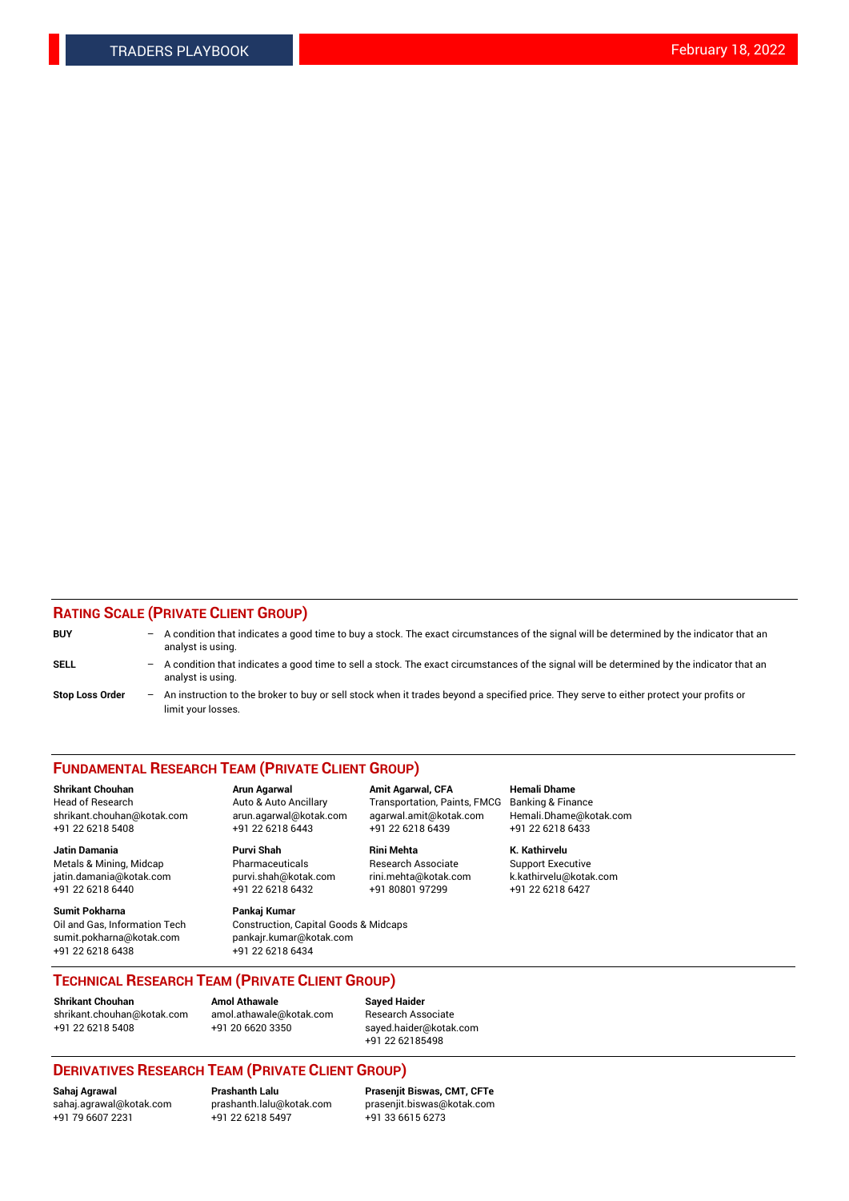## RATING SCALE (PRIVATE CLIENT GROUP)

**BUY** – A condition that indicates a good time to buy a stock. The exact circumstances of the signal will be determined by the indicator that an analyst is using.

**SELL** – A condition that indicates a good time to sell a stock. The exact circumstances of the signal will be determined by the indicator that an analyst is using.

**Stop Loss Order** – An instruction to the broker to buy or sell stock when it trades beyond a specified price. They serve to either protect your profits or limit your losses.

## FUNDAMENTAL RESEARCH TEAM (PRIVATE CLIENT GROUP)

**Shrikant Chouhan**
Head of Research
shrikant.chouhan@kotak.com
+91 22 6218 5408

**Arun Agarwal**
Auto & Auto Ancillary
arun.agarwal@kotak.com
+91 22 6218 6443

**Amit Agarwal, CFA**
Transportation, Paints, FMCG
agarwal.amit@kotak.com
+91 22 6218 6439

**Hemali Dhame**
Banking & Finance
Hemali.Dhame@kotak.com
+91 22 6218 6433

**Jatin Damania**
Metals & Mining, Midcap
jatin.damania@kotak.com
+91 22 6218 6440

**Purvi Shah**
Pharmaceuticals
purvi.shah@kotak.com
+91 22 6218 6432

**Rini Mehta**
Research Associate
rini.mehta@kotak.com
+91 80801 97299

**K. Kathirvelu**
Support Executive
k.kathirvelu@kotak.com
+91 22 6218 6427

**Sumit Pokharna**
Oil and Gas, Information Tech
sumit.pokharna@kotak.com
+91 22 6218 6438

**Pankaj Kumar**
Construction, Capital Goods & Midcaps
pankajr.kumar@kotak.com
+91 22 6218 6434

## TECHNICAL RESEARCH TEAM (PRIVATE CLIENT GROUP)

**Shrikant Chouhan**
shrikant.chouhan@kotak.com
+91 22 6218 5408

**Amol Athawale**
amol.athawale@kotak.com
+91 20 6620 3350

**Sayed Haider**
Research Associate
sayed.haider@kotak.com
+91 22 62185498

## DERIVATIVES RESEARCH TEAM (PRIVATE CLIENT GROUP)

**Sahaj Agrawal**
sahaj.agrawal@kotak.com
+91 79 6607 2231

**Prashanth Lalu**
prashanth.lalu@kotak.com
+91 22 6218 5497

**Prasenjit Biswas, CMT, CFTe**
prasenjit.biswas@kotak.com
+91 33 6615 6273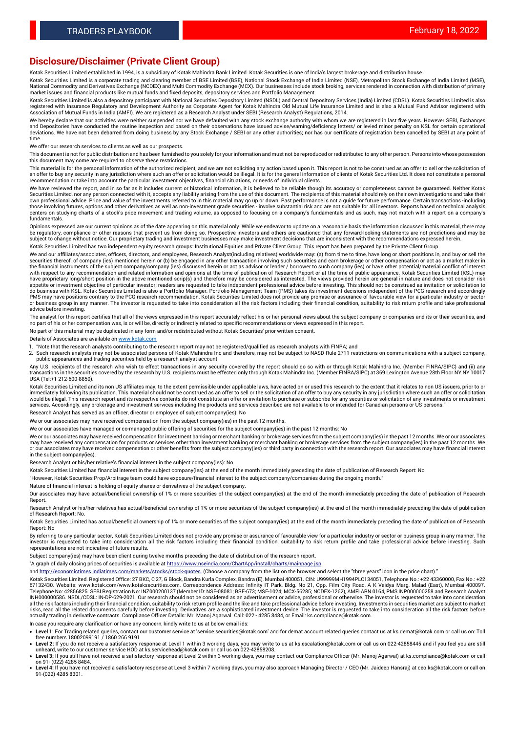# Disclosure/Disclaimer (Private Client Group)

Kotak Securities Limited established in 1994, is a subsidiary of Kotak Mahindra Bank Limited. Kotak Securities is one of India's largest brokerage and distribution house.

Kotak Securities Limited is a corporate trading and clearing member of BSE Limited (BSE), National Stock Exchange of India Limited (NSE), Metropolitan Stock Exchange of India Limited (MSE), National Commodity and Derivatives Exchange (NCDEX) and Multi Commodity Exchange (MCX). Our businesses include stock broking, services rendered in connection with distribution of primary market issues and financial products like mutual funds and fixed deposits, depository services and Portfolio Management.

Kotak Securities Limited is also a depository participant with National Securities Depository Limited (NSDL) and Central Depository Services (India) Limited (CDSL). Kotak Securities Limited is also registered with Insurance Regulatory and Development Authority as Corporate Agent for Kotak Mahindra Old Mutual Life Insurance Limited and is also a Mutual Fund Advisor registered with Association of Mutual Funds in India (AMFI). We are registered as a Research Analyst under SEBI (Research Analyst) Regulations, 2014.

We hereby declare that our activities were neither suspended nor we have defaulted with any stock exchange authority with whom we are registered in last five years. However SEBI, Exchanges and Depositories have conducted the routine inspection and based on their observations have issued advise/warning/deficiency letters/ or levied minor penalty on KSL for certain operational deviations. We have not been debarred from doing business by any Stock Exchange / SEBI or any other authorities; nor has our certificate of registration been cancelled by SEBI at any point of time.

We offer our research services to clients as well as our prospects.

This document is not for public distribution and has been furnished to you solely for your information and must not be reproduced or redistributed to any other person. Persons into whose possession this document may come are required to observe these restrictions.

This material is for the personal information of the authorized recipient, and we are not soliciting any action based upon it. This report is not to be construed as an offer to sell or the solicitation of an offer to buy any security in any jurisdiction where such an offer or solicitation would be illegal. It is for the general information of clients of Kotak Securities Ltd. It does not constitute a personal recommendation or take into account the particular investment objectives, financial situations, or needs of individual clients.

We have reviewed the report, and in so far as it includes current or historical information, it is believed to be reliable though its accuracy or completeness cannot be guaranteed. Neither Kotak Securities Limited, nor any person connected with it, accepts any liability arising from the use of this document. The recipients of this material should rely on their own investigations and take their own professional advice. Price and value of the investments referred to in this material may go up or down. Past performance is not a guide for future performance. Certain transactions -including those involving futures, options and other derivatives as well as non-investment grade securities - involve substantial risk and are not suitable for all investors. Reports based on technical analysis centers on studying charts of a stock's price movement and trading volume, as opposed to focusing on a company's fundamentals and as such, may not match with a report on a company's fundamentals.

Opinions expressed are our current opinions as of the date appearing on this material only. While we endeavor to update on a reasonable basis the information discussed in this material, there may be regulatory, compliance or other reasons that prevent us from doing so. Prospective investors and others are cautioned that any forward-looking statements are not predictions and may be subject to change without notice. Our proprietary trading and investment businesses may make investment decisions that are inconsistent with the recommendations expressed herein.

Kotak Securities Limited has two independent equity research groups: Institutional Equities and Private Client Group. This report has been prepared by the Private Client Group.

We and our affiliates/associates, officers, directors, and employees, Research Analyst(including relatives) worldwide may: (a) from time to time, have long or short positions in, and buy or sell the securities thereof, of company (ies) mentioned herein or (b) be engaged in any other transaction involving such securities and earn brokerage or other compensation or act as a market maker in the financial instruments of the subject company/company (ies) discussed herein or act as advisor or lender / borrower to such company (ies) or have other potential/material conflict of interest with respect to any recommendation and related information and opinions at the time of publication of Research Report or at the time of public appearance. Kotak Securities Limited (KSL) may have proprietary long/short position in the above mentioned scrip(s) and therefore may be considered as interested. The views provided herein are general in nature and does not consider risk appetite or investment objective of particular investor; readers are requested to take independent professional advice before investing. This should not be construed as invitation or solicitation to do business with KSL. Kotak Securities Limited is also a Portfolio Manager. Portfolio Management Team (PMS) takes its investment decisions independent of the PCG research and accordingly PMS may have positions contrary to the PCG research recommendation. Kotak Securities Limited does not provide any promise or assurance of favourable view for a particular industry or sector or business group in any manner. The investor is requested to take into consideration all the risk factors including their financial condition, suitability to risk return profile and take professional advice before investing.

The analyst for this report certifies that all of the views expressed in this report accurately reflect his or her personal views about the subject company or companies and its or their securities, and no part of his or her compensation was, is or will be, directly or indirectly related to specific recommendations or views expressed in this report.

No part of this material may be duplicated in any form and/or redistributed without Kotak Securities' prior written consent.

Details of Associates are available on www.kotak.com

1. "Note that the research analysts contributing to the research report may not be registered/qualified as research analysts with FINRA; and
2. Such research analysts may not be associated persons of Kotak Mahindra Inc and therefore, may not be subject to NASD Rule 2711 restrictions on communications with a subject company, public appearances and trading securities held by a research analyst account

Any U.S. recipients of the research who wish to effect transactions in any security covered by the report should do so with or through Kotak Mahindra Inc. (Member FINRA/SIPC) and (ii) any transactions in the securities covered by the research by U.S. recipients must be effected only through Kotak Mahindra Inc. (Member FINRA/SIPC) at 369 Lexington Avenue 28th Floor NY NY 10017 USA (Tel:+1 212-600-8850).

Kotak Securities Limited and its non US affiliates may, to the extent permissible under applicable laws, have acted on or used this research to the extent that it relates to non US issuers, prior to or immediately following its publication. This material should not be construed as an offer to sell or the solicitation of an offer to buy any security in any jurisdiction where such an offer or solicitation would be illegal. This research report and its respective contents do not constitute an offer or invitation to purchase or subscribe for any securities or solicitation of any investments or investment services. Accordingly, any brokerage and investment services including the products and services described are not available to or intended for Canadian persons or US persons."

Research Analyst has served as an officer, director or employee of subject company(ies): No

We or our associates may have received compensation from the subject company(ies) in the past 12 months.

We or our associates have managed or co-managed public offering of securities for the subject company(ies) in the past 12 months: No

We or our associates may have received compensation for investment banking or merchant banking or brokerage services from the subject company(ies) in the past 12 months. We or our associates may have received any compensation for products or services other than investment banking or merchant banking or brokerage services from the subject company(ies) in the past 12 months. We or our associates may have received compensation or other benefits from the subject company(ies) or third party in connection with the research report. Our associates may have financial interest in the subject company(ies).

Research Analyst or his/her relative's financial interest in the subject company(ies): No

Kotak Securities Limited has financial interest in the subject company(ies) at the end of the month immediately preceding the date of publication of Research Report: No

"However, Kotak Securities Prop/Arbitrage team could have exposure/financial interest to the subject company/companies during the ongoing month."

Nature of financial interest is holding of equity shares or derivatives of the subject company.

Our associates may have actual/beneficial ownership of 1% or more securities of the subject company(ies) at the end of the month immediately preceding the date of publication of Research Report.

Research Analyst or his/her relatives has actual/beneficial ownership of 1% or more securities of the subject company(ies) at the end of the month immediately preceding the date of publication of Research Report: No.

Kotak Securities Limited has actual/beneficial ownership of 1% or more securities of the subject company(ies) at the end of the month immediately preceding the date of publication of Research Report: No

By referring to any particular sector, Kotak Securities Limited does not provide any promise or assurance of favourable view for a particular industry or sector or business group in any manner. The investor is requested to take into consideration all the risk factors including their financial condition, suitability to risk return profile and take professional advice before investing. Such representations are not indicative of future results.

Subject company(ies) may have been client during twelve months preceding the date of distribution of the research report.

"A graph of daily closing prices of securities is available at https://www.nseindia.com/ChartApp/install/charts/mainpage.jsp

and http://economictimes.indiatimes.com/markets/stocks/stock-quotes. (Choose a company from the list on the browser and select the "three years" icon in the price chart)."

Kotak Securities Limited. Registered Office: 27 BKC, C 27, G Block, Bandra Kurla Complex, Bandra (E), Mumbai 400051. CIN: U99999MH1994PLC134051, Telephone No.: +22 43360000, Fax No.: +22 67132430. Website: www.kotak.com/www.kotaksecurities.com. Correspondence Address: Infinity IT Park, Bldg. No 21, Opp. Film City Road, A K Vaidya Marg, Malad (East), Mumbai 400097. Telephone No: 42856825. SEBI Registration No: INZ000200137 (Member ID: NSE-08081; BSE-673; MSE-1024; MCX-56285; NCDEX-1262), AMFI ARN 0164, PMS INP000000258 and Research Analyst INH000000586. NSDL/CDSL: IN-DP-629-2021. Our research should not be considered as an advertisement or advice, professional or otherwise. The investor is requested to take into consideration all the risk factors including their financial condition, suitability to risk return profile and the like and take professional advice before investing. Investments in securities market are subject to market risks, read all the related documents carefully before investing. Derivatives are a sophisticated investment device. The investor is requested to take into consideration all the risk factors before actually trading in derivative contracts. Compliance Officer Details: Mr. Manoj Agarwal. Call: 022 - 4285 8484, or Email: ks.compliance@kotak.com.

In case you require any clarification or have any concern, kindly write to us at below email ids:

- **Level 1**: For Trading related queries, contact our customer service at 'service.securities@kotak.com' and for demat account related queries contact us at ks.demat@kotak.com or call us on: Toll free numbers 18002099191 / 1860 266 9191
- **Level 2:** If you do not receive a satisfactory response at Level 1 within 3 working days, you may write to us at ks.escalation@kotak.com or call us on 022-42858445 and if you feel you are still unheard, write to our customer service HOD at ks.servicehead@kotak.com or call us on 022-42858208.
- **Level 3:** If you still have not received a satisfactory response at Level 2 within 3 working days, you may contact our Compliance Officer (Mr. Manoj Agarwal) at ks.compliance@kotak.com or call on 91- (022) 4285 8484.
- **Level 4:** If you have not received a satisfactory response at Level 3 within 7 working days, you may also approach Managing Director / CEO (Mr. Jaideep Hansraj) at ceo.ks@kotak.com or call on 91-(022) 4285 8301.